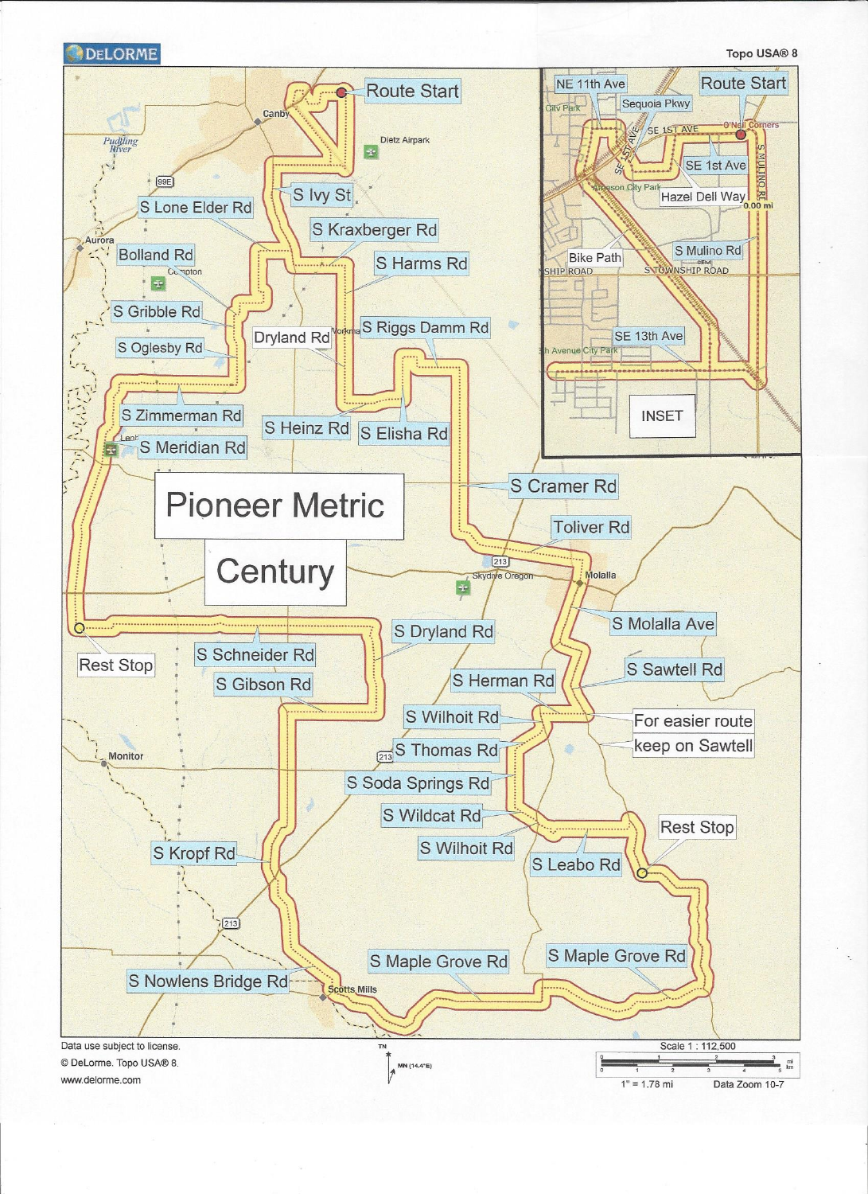DELORME

Topo USA® 8

# Pioneer Metric Century

Route Start

S Ivy St

S Lone Elder Rd

S Kraxberger Rd

Bolland Rd

S Harms Rd

S Gribble Rd

Dryland Rd

S Riggs Damm Rd

S Oglesby Rd

S Zimmerman Rd

S Heinz Rd

S Elisha Rd

S Meridian Rd

S Cramer Rd

Toliver Rd

S Molalla Ave

Rest Stop

S Schneider Rd

S Dryland Rd

S Gibson Rd

S Herman Rd

S Sawtell Rd

S Wilhoit Rd

For easier route keep on Sawtell

S Thomas Rd

S Soda Springs Rd

S Wildcat Rd

S Wilhoit Rd

Rest Stop

S Leabo Rd

S Kropf Rd

S Maple Grove Rd

S Maple Grove Rd

S Nowlens Bridge Rd

INSET

NE 11th Ave

Route Start

Sequoia Pkwy

SE 1st Ave

Hazel Dell Way

Bike Path

S Mulino Rd

SE 13th Ave

Data use subject to license.

© DeLorme. Topo USA® 8.

www.delorme.com

Scale 1 : 112,500

1" = 1.78 mi

Data Zoom 10-7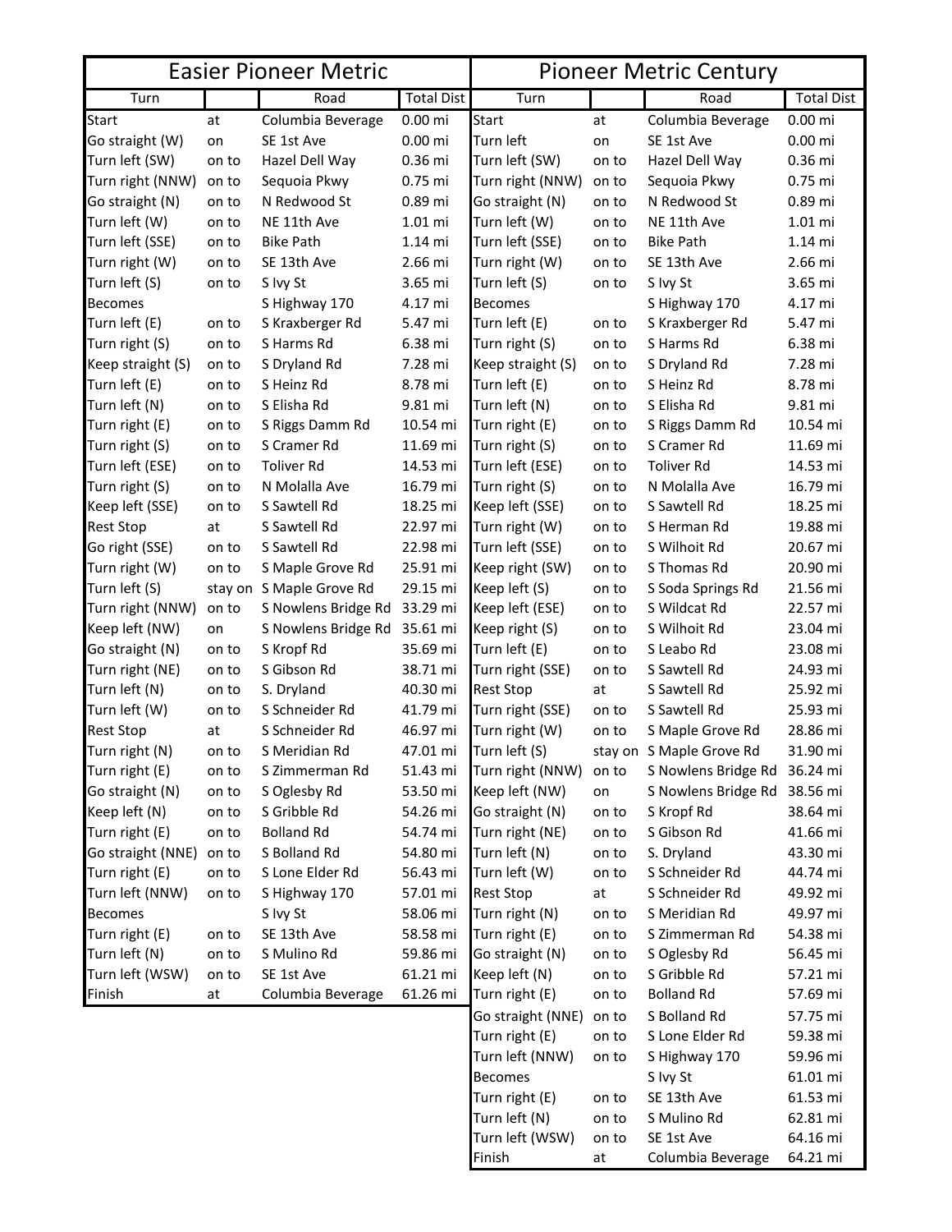## Easier Pioneer Metric

| Turn | | Road | Total Dist |
|---|---|---|---|
| Start | at | Columbia Beverage | 0.00 mi |
| Go straight (W) | on | SE 1st Ave | 0.00 mi |
| Turn left (SW) | on to | Hazel Dell Way | 0.36 mi |
| Turn right (NNW) | on to | Sequoia Pkwy | 0.75 mi |
| Go straight (N) | on to | N Redwood St | 0.89 mi |
| Turn left (W) | on to | NE 11th Ave | 1.01 mi |
| Turn left (SSE) | on to | Bike Path | 1.14 mi |
| Turn right (W) | on to | SE 13th Ave | 2.66 mi |
| Turn left (S) | on to | S Ivy St | 3.65 mi |
| Becomes | | S Highway 170 | 4.17 mi |
| Turn left (E) | on to | S Kraxberger Rd | 5.47 mi |
| Turn right (S) | on to | S Harms Rd | 6.38 mi |
| Keep straight (S) | on to | S Dryland Rd | 7.28 mi |
| Turn left (E) | on to | S Heinz Rd | 8.78 mi |
| Turn left (N) | on to | S Elisha Rd | 9.81 mi |
| Turn right (E) | on to | S Riggs Damm Rd | 10.54 mi |
| Turn right (S) | on to | S Cramer Rd | 11.69 mi |
| Turn left (ESE) | on to | Toliver Rd | 14.53 mi |
| Turn right (S) | on to | N Molalla Ave | 16.79 mi |
| Keep left (SSE) | on to | S Sawtell Rd | 18.25 mi |
| Rest Stop | at | S Sawtell Rd | 22.97 mi |
| Go right (SSE) | on to | S Sawtell Rd | 22.98 mi |
| Turn right (W) | on to | S Maple Grove Rd | 25.91 mi |
| Turn left (S) | stay on | S Maple Grove Rd | 29.15 mi |
| Turn right (NNW) | on to | S Nowlens Bridge Rd | 33.29 mi |
| Keep left (NW) | on | S Nowlens Bridge Rd | 35.61 mi |
| Go straight (N) | on to | S Kropf Rd | 35.69 mi |
| Turn right (NE) | on to | S Gibson Rd | 38.71 mi |
| Turn left (N) | on to | S. Dryland | 40.30 mi |
| Turn left (W) | on to | S Schneider Rd | 41.79 mi |
| Rest Stop | at | S Schneider Rd | 46.97 mi |
| Turn right (N) | on to | S Meridian Rd | 47.01 mi |
| Turn right (E) | on to | S Zimmerman Rd | 51.43 mi |
| Go straight (N) | on to | S Oglesby Rd | 53.50 mi |
| Keep left (N) | on to | S Gribble Rd | 54.26 mi |
| Turn right (E) | on to | Bolland Rd | 54.74 mi |
| Go straight (NNE) | on to | S Bolland Rd | 54.80 mi |
| Turn right (E) | on to | S Lone Elder Rd | 56.43 mi |
| Turn left (NNW) | on to | S Highway 170 | 57.01 mi |
| Becomes | | S Ivy St | 58.06 mi |
| Turn right (E) | on to | SE 13th Ave | 58.58 mi |
| Turn left (N) | on to | S Mulino Rd | 59.86 mi |
| Turn left (WSW) | on to | SE 1st Ave | 61.21 mi |
| Finish | at | Columbia Beverage | 61.26 mi |

## Pioneer Metric Century

| Turn | | Road | Total Dist |
|---|---|---|---|
| Start | at | Columbia Beverage | 0.00 mi |
| Turn left | on | SE 1st Ave | 0.00 mi |
| Turn left (SW) | on to | Hazel Dell Way | 0.36 mi |
| Turn right (NNW) | on to | Sequoia Pkwy | 0.75 mi |
| Go straight (N) | on to | N Redwood St | 0.89 mi |
| Turn left (W) | on to | NE 11th Ave | 1.01 mi |
| Turn left (SSE) | on to | Bike Path | 1.14 mi |
| Turn right (W) | on to | SE 13th Ave | 2.66 mi |
| Turn left (S) | on to | S Ivy St | 3.65 mi |
| Becomes | | S Highway 170 | 4.17 mi |
| Turn left (E) | on to | S Kraxberger Rd | 5.47 mi |
| Turn right (S) | on to | S Harms Rd | 6.38 mi |
| Keep straight (S) | on to | S Dryland Rd | 7.28 mi |
| Turn left (E) | on to | S Heinz Rd | 8.78 mi |
| Turn left (N) | on to | S Elisha Rd | 9.81 mi |
| Turn right (E) | on to | S Riggs Damm Rd | 10.54 mi |
| Turn right (S) | on to | S Cramer Rd | 11.69 mi |
| Turn left (ESE) | on to | Toliver Rd | 14.53 mi |
| Turn right (S) | on to | N Molalla Ave | 16.79 mi |
| Keep left (SSE) | on to | S Sawtell Rd | 18.25 mi |
| Turn right (W) | on to | S Herman Rd | 19.88 mi |
| Turn left (SSE) | on to | S Wilhoit Rd | 20.67 mi |
| Keep right (SW) | on to | S Thomas Rd | 20.90 mi |
| Keep left (S) | on to | S Soda Springs Rd | 21.56 mi |
| Keep left (ESE) | on to | S Wildcat Rd | 22.57 mi |
| Keep right (S) | on to | S Wilhoit Rd | 23.04 mi |
| Turn left (E) | on to | S Leabo Rd | 23.08 mi |
| Turn right (SSE) | on to | S Sawtell Rd | 24.93 mi |
| Rest Stop | at | S Sawtell Rd | 25.92 mi |
| Turn right (SSE) | on to | S Sawtell Rd | 25.93 mi |
| Turn right (W) | on to | S Maple Grove Rd | 28.86 mi |
| Turn left (S) | stay on | S Maple Grove Rd | 31.90 mi |
| Turn right (NNW) | on to | S Nowlens Bridge Rd | 36.24 mi |
| Keep left (NW) | on | S Nowlens Bridge Rd | 38.56 mi |
| Go straight (N) | on to | S Kropf Rd | 38.64 mi |
| Turn right (NE) | on to | S Gibson Rd | 41.66 mi |
| Turn left (N) | on to | S. Dryland | 43.30 mi |
| Turn left (W) | on to | S Schneider Rd | 44.74 mi |
| Rest Stop | at | S Schneider Rd | 49.92 mi |
| Turn right (N) | on to | S Meridian Rd | 49.97 mi |
| Turn right (E) | on to | S Zimmerman Rd | 54.38 mi |
| Go straight (N) | on to | S Oglesby Rd | 56.45 mi |
| Keep left (N) | on to | S Gribble Rd | 57.21 mi |
| Turn right (E) | on to | Bolland Rd | 57.69 mi |
| Go straight (NNE) | on to | S Bolland Rd | 57.75 mi |
| Turn right (E) | on to | S Lone Elder Rd | 59.38 mi |
| Turn left (NNW) | on to | S Highway 170 | 59.96 mi |
| Becomes | | S Ivy St | 61.01 mi |
| Turn right (E) | on to | SE 13th Ave | 61.53 mi |
| Turn left (N) | on to | S Mulino Rd | 62.81 mi |
| Turn left (WSW) | on to | SE 1st Ave | 64.16 mi |
| Finish | at | Columbia Beverage | 64.21 mi |